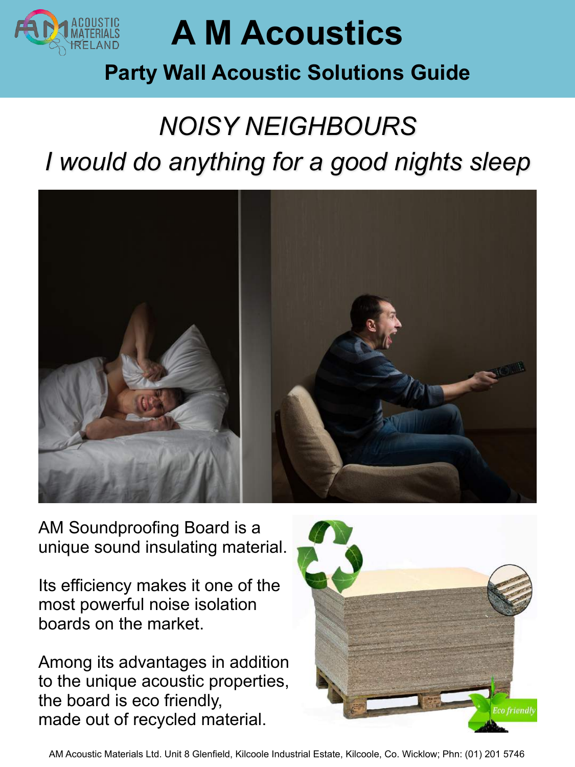# A M Acoustics

## Party Wall Acoustic Solutions Guide

*NOISY NEIGHBOURS*

*I would do anything for a good nights sleep*

AM Soundproofing Board is a unique sound insulating material.

Its efficiency makes it one of the most powerful noise isolation boards on the market.

Among its advantages in addition to the unique acoustic properties, the board is eco friendly, made out of recycled material.

AM Acoustic Materials Ltd. Unit 8 Glenfield, Kilcoole Industrial Estate, Kilcoole, Co. Wicklow; Phn: (01) 201 5746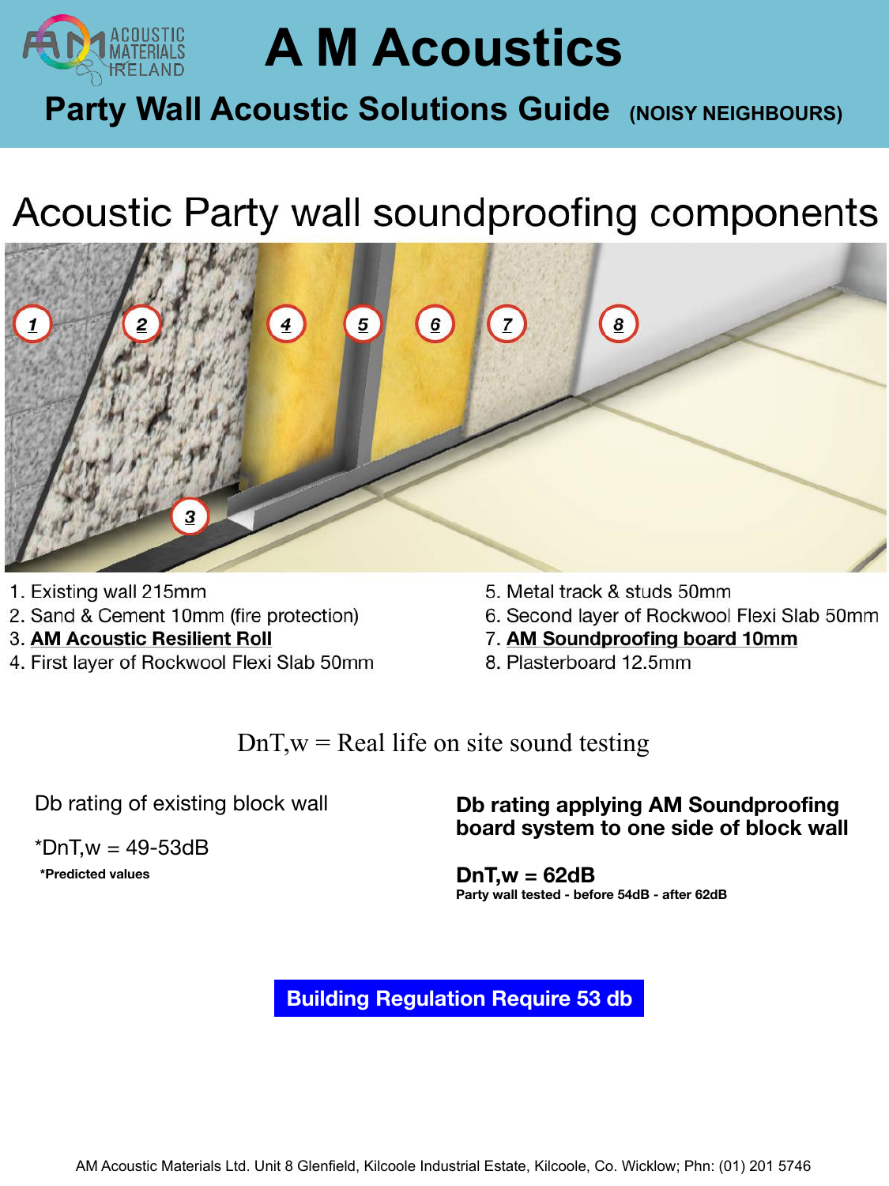# A M Acoustics

## Party Wall Acoustic Solutions Guide (NOISY NEIGHBOURS)

## Acoustic Party wall soundproofing components

1
2
3
4
5
6
7
8

1. Existing wall 215mm
2. Sand & Cement 10mm (fire protection)
3. **AM Acoustic Resilient Roll**
4. First layer of Rockwool Flexi Slab 50mm
5. Metal track & studs 50mm
6. Second layer of Rockwool Flexi Slab 50mm
7. **AM Soundproofing board 10mm**
8. Plasterboard 12.5mm

DnT,w = Real life on site sound testing

Db rating of existing block wall

*DnT,w = 49-53dB

**\*Predicted values**

**Db rating applying AM Soundproofing board system to one side of block wall**

**DnT,w = 62dB**

**Party wall tested - before 54dB - after 62dB**

**Building Regulation Require 53 db**

AM Acoustic Materials Ltd. Unit 8 Glenfield, Kilcoole Industrial Estate, Kilcoole, Co. Wicklow; Phn: (01) 201 5746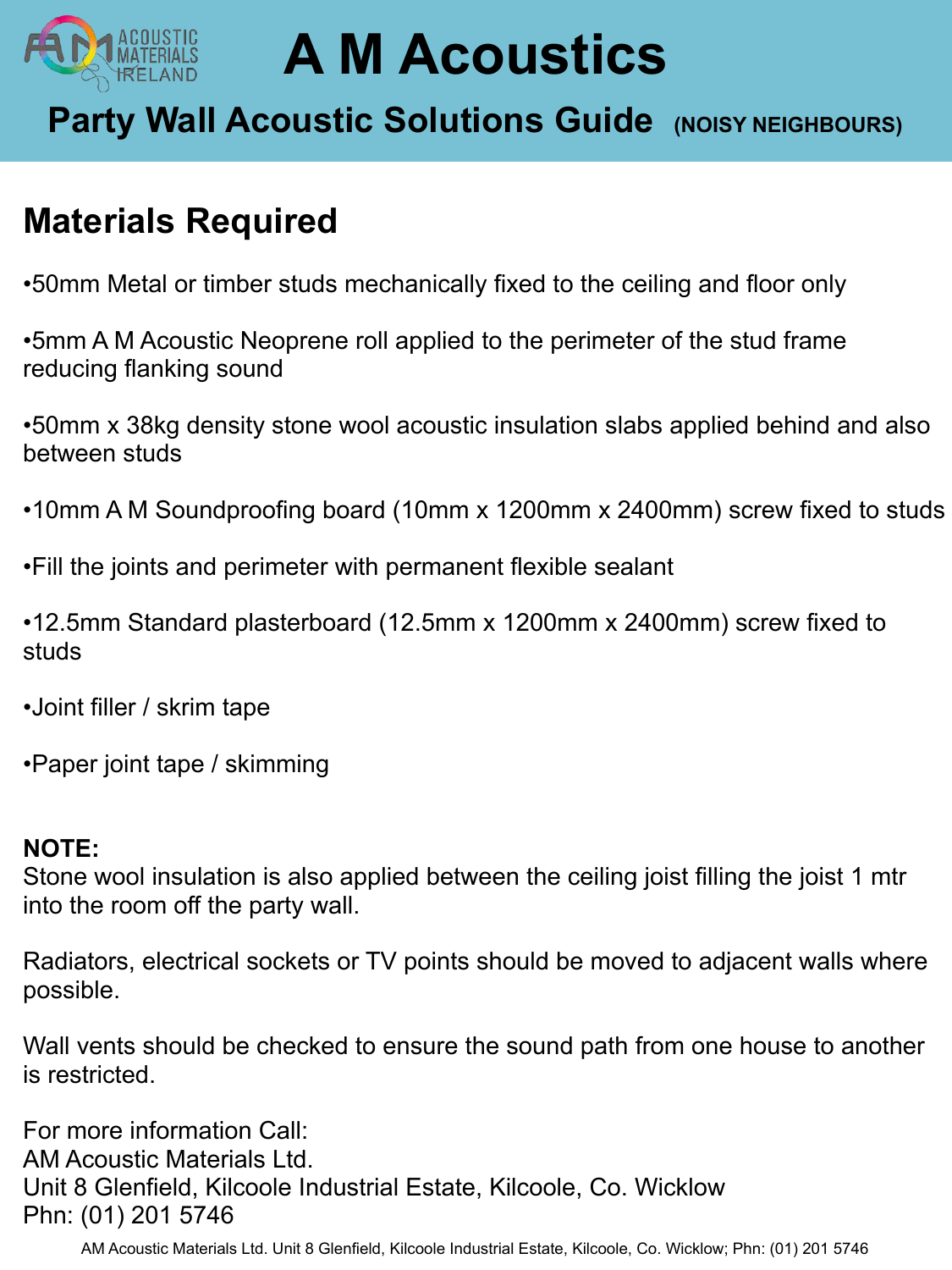# A M Acoustics

## Party Wall Acoustic Solutions Guide (NOISY NEIGHBOURS)

## Materials Required

•50mm Metal or timber studs mechanically fixed to the ceiling and floor only

•5mm A M Acoustic Neoprene roll applied to the perimeter of the stud frame reducing flanking sound

•50mm x 38kg density stone wool acoustic insulation slabs applied behind and also between studs

•10mm A M Soundproofing board (10mm x 1200mm x 2400mm) screw fixed to studs

•Fill the joints and perimeter with permanent flexible sealant

•12.5mm Standard plasterboard (12.5mm x 1200mm x 2400mm) screw fixed to studs

•Joint filler / skrim tape

•Paper joint tape / skimming

**NOTE:**
Stone wool insulation is also applied between the ceiling joist filling the joist 1 mtr into the room off the party wall.

Radiators, electrical sockets or TV points should be moved to adjacent walls where possible.

Wall vents should be checked to ensure the sound path from one house to another is restricted.

For more information Call:
AM Acoustic Materials Ltd.
Unit 8 Glenfield, Kilcoole Industrial Estate, Kilcoole, Co. Wicklow
Phn: (01) 201 5746